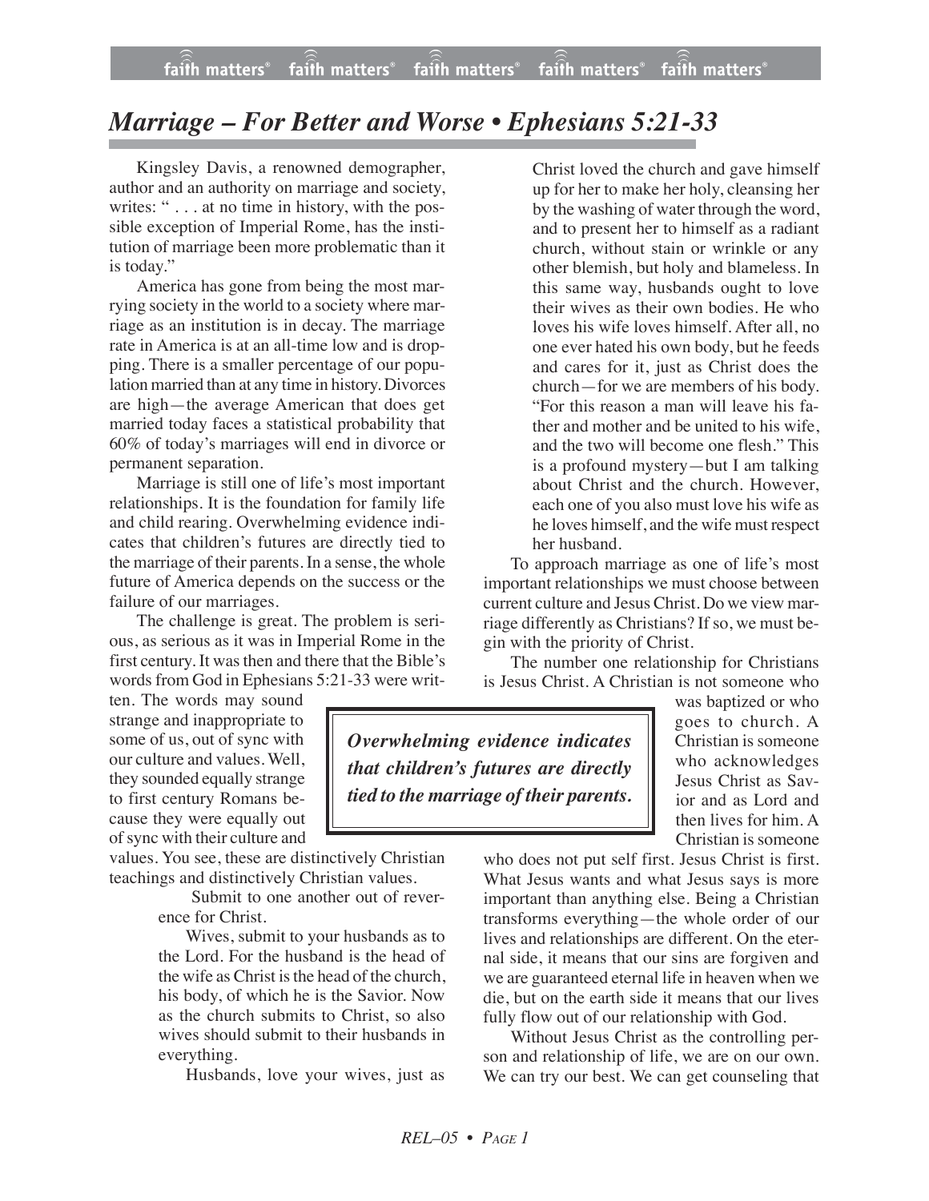# *Marriage – For Better and Worse • Ephesians 5:21-33*

Kingsley Davis, a renowned demographer, author and an authority on marriage and society, writes: " . . . at no time in history, with the possible exception of Imperial Rome, has the institution of marriage been more problematic than it is today."

America has gone from being the most marrying society in the world to a society where marriage as an institution is in decay. The marriage rate in America is at an all-time low and is dropping. There is a smaller percentage of our population married than at any time in history. Divorces are high—the average American that does get married today faces a statistical probability that 60% of today's marriages will end in divorce or permanent separation.

Marriage is still one of life's most important relationships. It is the foundation for family life and child rearing. Overwhelming evidence indicates that children's futures are directly tied to the marriage of their parents. In a sense, the whole future of America depends on the success or the failure of our marriages.

The challenge is great. The problem is serious, as serious as it was in Imperial Rome in the first century. It was then and there that the Bible's words from God in Ephesians 5:21-33 were written. The words may sound strange and inappropriate to some of us, out of sync with our culture and values. Well, they sounded equally strange to first century Romans because they were equally out of sync with their culture and values. You see, these are distinctively Christian teachings and distinctively Christian values.

> Submit to one another out of reverence for Christ.
>
> Wives, submit to your husbands as to the Lord. For the husband is the head of the wife as Christ is the head of the church, his body, of which he is the Savior. Now as the church submits to Christ, so also wives should submit to their husbands in everything.
>
> Husbands, love your wives, just as Christ loved the church and gave himself up for her to make her holy, cleansing her by the washing of water through the word, and to present her to himself as a radiant church, without stain or wrinkle or any other blemish, but holy and blameless. In this same way, husbands ought to love their wives as their own bodies. He who loves his wife loves himself. After all, no one ever hated his own body, but he feeds and cares for it, just as Christ does the church—for we are members of his body. "For this reason a man will leave his father and mother and be united to his wife, and the two will become one flesh." This is a profound mystery—but I am talking about Christ and the church. However, each one of you also must love his wife as he loves himself, and the wife must respect her husband.

To approach marriage as one of life's most important relationships we must choose between current culture and Jesus Christ. Do we view marriage differently as Christians? If so, we must begin with the priority of Christ.

The number one relationship for Christians is Jesus Christ. A Christian is not someone who was baptized or who goes to church. A Christian is someone who acknowledges Jesus Christ as Savior and as Lord and then lives for him. A Christian is someone who does not put self first. Jesus Christ is first. What Jesus wants and what Jesus says is more important than anything else. Being a Christian transforms everything—the whole order of our lives and relationships are different. On the eternal side, it means that our sins are forgiven and we are guaranteed eternal life in heaven when we die, but on the earth side it means that our lives fully flow out of our relationship with God.

> ***Overwhelming evidence indicates that children's futures are directly tied to the marriage of their parents.***

Without Jesus Christ as the controlling person and relationship of life, we are on our own. We can try our best. We can get counseling that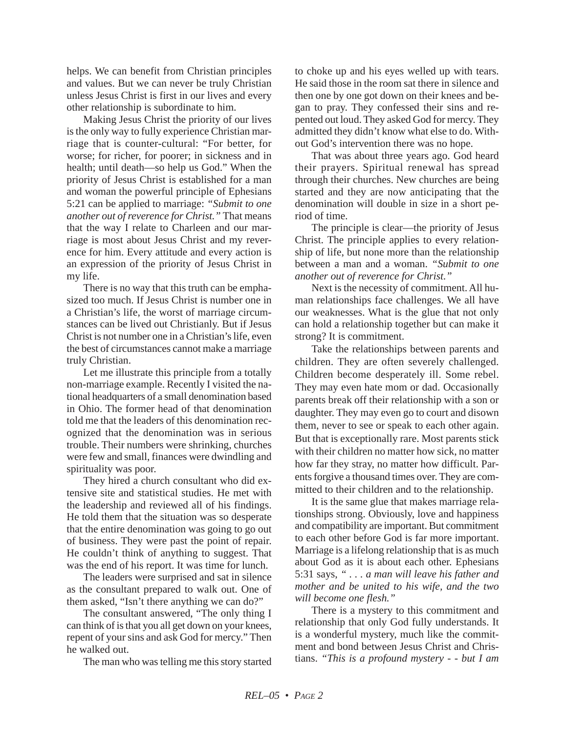helps. We can benefit from Christian principles and values. But we can never be truly Christian unless Jesus Christ is first in our lives and every other relationship is subordinate to him.

Making Jesus Christ the priority of our lives is the only way to fully experience Christian marriage that is counter-cultural: "For better, for worse; for richer, for poorer; in sickness and in health; until death—so help us God." When the priority of Jesus Christ is established for a man and woman the powerful principle of Ephesians 5:21 can be applied to marriage: *"Submit to one another out of reverence for Christ."* That means that the way I relate to Charleen and our marriage is most about Jesus Christ and my reverence for him. Every attitude and every action is an expression of the priority of Jesus Christ in my life.

There is no way that this truth can be emphasized too much. If Jesus Christ is number one in a Christian's life, the worst of marriage circumstances can be lived out Christianly. But if Jesus Christ is not number one in a Christian's life, even the best of circumstances cannot make a marriage truly Christian.

Let me illustrate this principle from a totally non-marriage example. Recently I visited the national headquarters of a small denomination based in Ohio. The former head of that denomination told me that the leaders of this denomination recognized that the denomination was in serious trouble. Their numbers were shrinking, churches were few and small, finances were dwindling and spirituality was poor.

They hired a church consultant who did extensive site and statistical studies. He met with the leadership and reviewed all of his findings. He told them that the situation was so desperate that the entire denomination was going to go out of business. They were past the point of repair. He couldn't think of anything to suggest. That was the end of his report. It was time for lunch.

The leaders were surprised and sat in silence as the consultant prepared to walk out. One of them asked, "Isn't there anything we can do?"

The consultant answered, "The only thing I can think of is that you all get down on your knees, repent of your sins and ask God for mercy." Then he walked out.

The man who was telling me this story started to choke up and his eyes welled up with tears. He said those in the room sat there in silence and then one by one got down on their knees and began to pray. They confessed their sins and repented out loud. They asked God for mercy. They admitted they didn't know what else to do. Without God's intervention there was no hope.

That was about three years ago. God heard their prayers. Spiritual renewal has spread through their churches. New churches are being started and they are now anticipating that the denomination will double in size in a short period of time.

The principle is clear—the priority of Jesus Christ. The principle applies to every relationship of life, but none more than the relationship between a man and a woman. *"Submit to one another out of reverence for Christ."*

Next is the necessity of commitment. All human relationships face challenges. We all have our weaknesses. What is the glue that not only can hold a relationship together but can make it strong? It is commitment.

Take the relationships between parents and children. They are often severely challenged. Children become desperately ill. Some rebel. They may even hate mom or dad. Occasionally parents break off their relationship with a son or daughter. They may even go to court and disown them, never to see or speak to each other again. But that is exceptionally rare. Most parents stick with their children no matter how sick, no matter how far they stray, no matter how difficult. Parents forgive a thousand times over. They are committed to their children and to the relationship.

It is the same glue that makes marriage relationships strong. Obviously, love and happiness and compatibility are important. But commitment to each other before God is far more important. Marriage is a lifelong relationship that is as much about God as it is about each other. Ephesians 5:31 says, *" . . . a man will leave his father and mother and be united to his wife, and the two will become one flesh."*

There is a mystery to this commitment and relationship that only God fully understands. It is a wonderful mystery, much like the commitment and bond between Jesus Christ and Christians. *"This is a profound mystery - - but I am*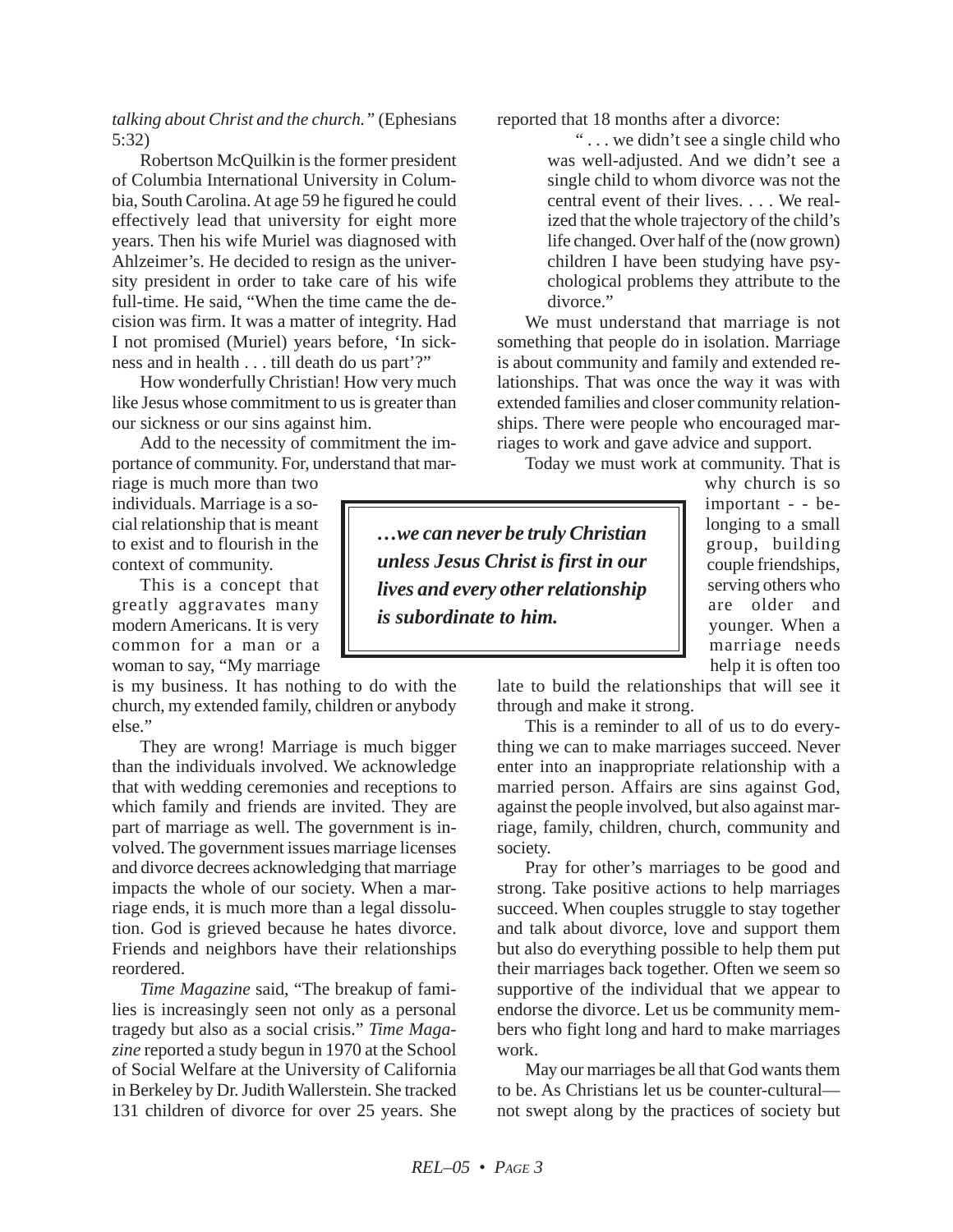*talking about Christ and the church."* (Ephesians 5:32)

Robertson McQuilkin is the former president of Columbia International University in Columbia, South Carolina. At age 59 he figured he could effectively lead that university for eight more years. Then his wife Muriel was diagnosed with Ahlzeimer's. He decided to resign as the university president in order to take care of his wife full-time. He said, "When the time came the decision was firm. It was a matter of integrity. Had I not promised (Muriel) years before, 'In sickness and in health . . . till death do us part'?"

How wonderfully Christian! How very much like Jesus whose commitment to us is greater than our sickness or our sins against him.

Add to the necessity of commitment the importance of community. For, understand that marriage is much more than two individuals. Marriage is a social relationship that is meant to exist and to flourish in the context of community.

This is a concept that greatly aggravates many modern Americans. It is very common for a man or a woman to say, "My marriage is my business. It has nothing to do with the church, my extended family, children or anybody else."

They are wrong! Marriage is much bigger than the individuals involved. We acknowledge that with wedding ceremonies and receptions to which family and friends are invited. They are part of marriage as well. The government is involved. The government issues marriage licenses and divorce decrees acknowledging that marriage impacts the whole of our society. When a marriage ends, it is much more than a legal dissolution. God is grieved because he hates divorce. Friends and neighbors have their relationships reordered.

*Time Magazine* said, "The breakup of families is increasingly seen not only as a personal tragedy but also as a social crisis." *Time Magazine* reported a study begun in 1970 at the School of Social Welfare at the University of California in Berkeley by Dr. Judith Wallerstein. She tracked 131 children of divorce for over 25 years. She reported that 18 months after a divorce:

> " . . . we didn't see a single child who was well-adjusted. And we didn't see a single child to whom divorce was not the central event of their lives. . . . We realized that the whole trajectory of the child's life changed. Over half of the (now grown) children I have been studying have psychological problems they attribute to the divorce."

We must understand that marriage is not something that people do in isolation. Marriage is about community and family and extended relationships. That was once the way it was with extended families and closer community relationships. There were people who encouraged marriages to work and gave advice and support.

Today we must work at community. That is why church is so important - - belonging to a small group, building couple friendships, serving others who are older and younger. When a marriage needs help it is often too late to build the relationships that will see it through and make it strong.

> ***…we can never be truly Christian unless Jesus Christ is first in our lives and every other relationship is subordinate to him.***

This is a reminder to all of us to do everything we can to make marriages succeed. Never enter into an inappropriate relationship with a married person. Affairs are sins against God, against the people involved, but also against marriage, family, children, church, community and society.

Pray for other's marriages to be good and strong. Take positive actions to help marriages succeed. When couples struggle to stay together and talk about divorce, love and support them but also do everything possible to help them put their marriages back together. Often we seem so supportive of the individual that we appear to endorse the divorce. Let us be community members who fight long and hard to make marriages work.

May our marriages be all that God wants them to be. As Christians let us be counter-cultural—not swept along by the practices of society but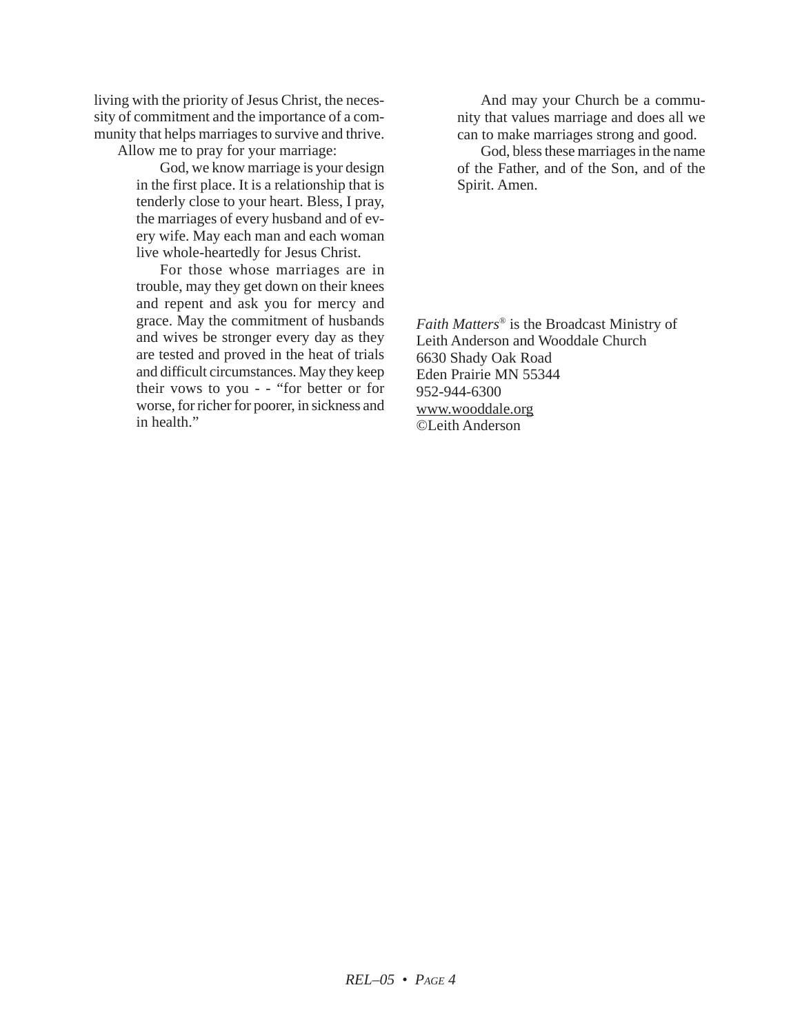living with the priority of Jesus Christ, the necessity of commitment and the importance of a community that helps marriages to survive and thrive.

Allow me to pray for your marriage:

> God, we know marriage is your design in the first place. It is a relationship that is tenderly close to your heart. Bless, I pray, the marriages of every husband and of every wife. May each man and each woman live whole-heartedly for Jesus Christ.
>
> For those whose marriages are in trouble, may they get down on their knees and repent and ask you for mercy and grace. May the commitment of husbands and wives be stronger every day as they are tested and proved in the heat of trials and difficult circumstances. May they keep their vows to you - - "for better or for worse, for richer for poorer, in sickness and in health."
>
> And may your Church be a community that values marriage and does all we can to make marriages strong and good.
>
> God, bless these marriages in the name of the Father, and of the Son, and of the Spirit. Amen.

*Faith Matters*® is the Broadcast Ministry of
Leith Anderson and Wooddale Church
6630 Shady Oak Road
Eden Prairie MN 55344
952-944-6300
www.wooddale.org
©Leith Anderson